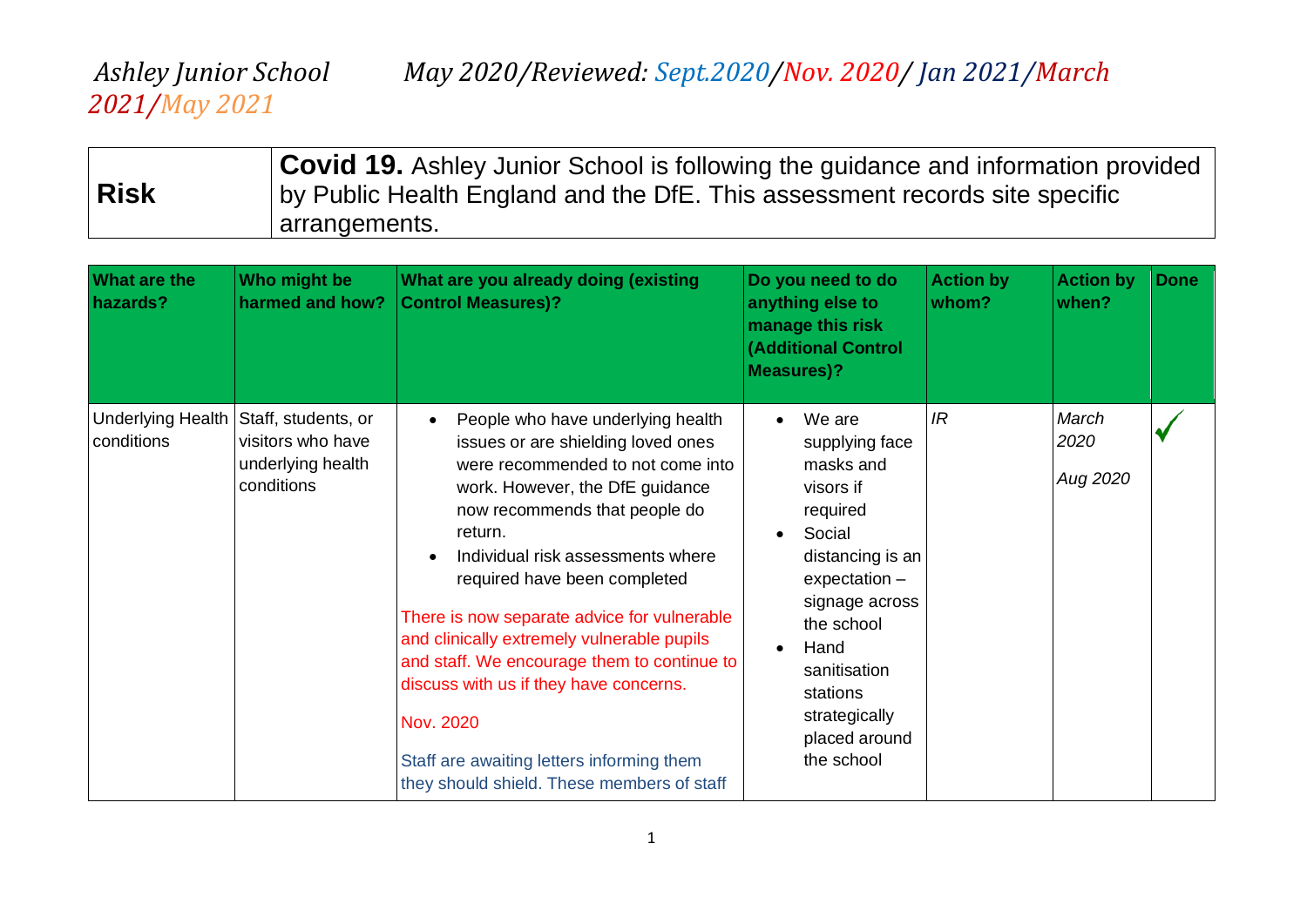*Ashley Junior School May 2020/Reviewed: Sept.2020/Nov. 2020/ Jan 2021/March 2021/May 2021*

| **Risk** | **Covid 19.** Ashley Junior School is following the guidance and information provided by Public Health England and the DfE. This assessment records site specific arrangements. |
|---|---|

| What are the hazards? | Who might be harmed and how? | What are you already doing (existing Control Measures)? | Do you need to do anything else to manage this risk (Additional Control Measures)? | Action by whom? | Action by when? | Done |
|---|---|---|---|---|---|---|
| Underlying Health conditions | Staff, students, or visitors who have underlying health conditions | • People who have underlying health issues or are shielding loved ones were recommended to not come into work. However, the DfE guidance now recommends that people do return.<br>• Individual risk assessments where required have been completed<br><br>There is now separate advice for vulnerable and clinically extremely vulnerable pupils and staff. We encourage them to continue to discuss with us if they have concerns.<br><br>Nov. 2020<br><br>Staff are awaiting letters informing them they should shield. These members of staff | • We are supplying face masks and visors if required<br>• Social distancing is an expectation – signage across the school<br>• Hand sanitisation stations strategically placed around the school | *IR* | *March 2020*<br><br>*Aug 2020* | ✓ |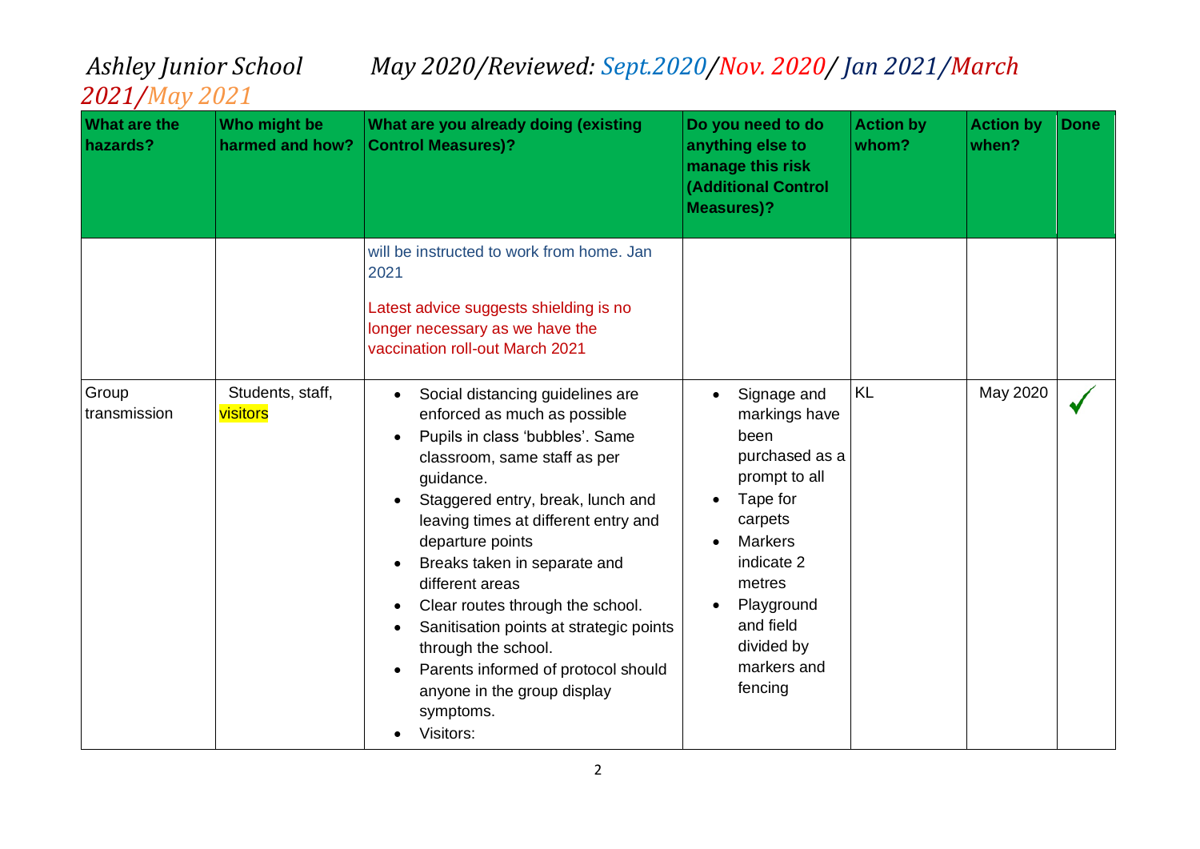*Ashley Junior School May 2020/Reviewed: Sept.2020/Nov. 2020/ Jan 2021/March 2021/May 2021*

| What are the hazards? | Who might be harmed and how? | What are you already doing (existing Control Measures)? | Do you need to do anything else to manage this risk (Additional Control Measures)? | Action by whom? | Action by when? | Done |
|---|---|---|---|---|---|---|
| | | will be instructed to work from home. Jan 2021<br><br>Latest advice suggests shielding is no longer necessary as we have the vaccination roll-out March 2021 | | | | |
| Group transmission | Students, staff, visitors | • Social distancing guidelines are enforced as much as possible<br>• Pupils in class 'bubbles'. Same classroom, same staff as per guidance.<br>• Staggered entry, break, lunch and leaving times at different entry and departure points<br>• Breaks taken in separate and different areas<br>• Clear routes through the school.<br>• Sanitisation points at strategic points through the school.<br>• Parents informed of protocol should anyone in the group display symptoms.<br>• Visitors: | • Signage and markings have been purchased as a prompt to all<br>• Tape for carpets<br>• Markers indicate 2 metres<br>• Playground and field divided by markers and fencing | KL | May 2020 | ✓ |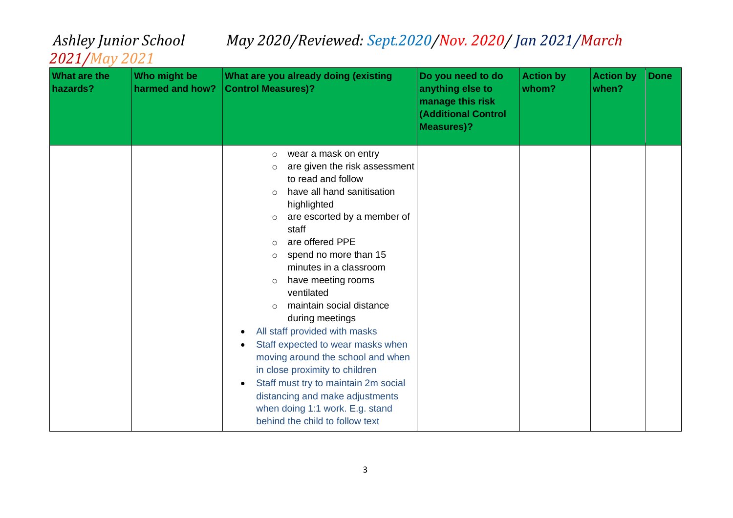*Ashley Junior School May 2020/Reviewed: Sept.2020/Nov. 2020/ Jan 2021/March 2021/May 2021*

| What are the hazards? | Who might be harmed and how? | What are you already doing (existing Control Measures)? | Do you need to do anything else to manage this risk (Additional Control Measures)? | Action by whom? | Action by when? | Done |
|---|---|---|---|---|---|---|
| | | ◦ wear a mask on entry<br>◦ are given the risk assessment to read and follow<br>◦ have all hand sanitisation highlighted<br>◦ are escorted by a member of staff<br>◦ are offered PPE<br>◦ spend no more than 15 minutes in a classroom<br>◦ have meeting rooms ventilated<br>◦ maintain social distance during meetings<br>• All staff provided with masks<br>• Staff expected to wear masks when moving around the school and when in close proximity to children<br>• Staff must try to maintain 2m social distancing and make adjustments when doing 1:1 work. E.g. stand behind the child to follow text | | | | |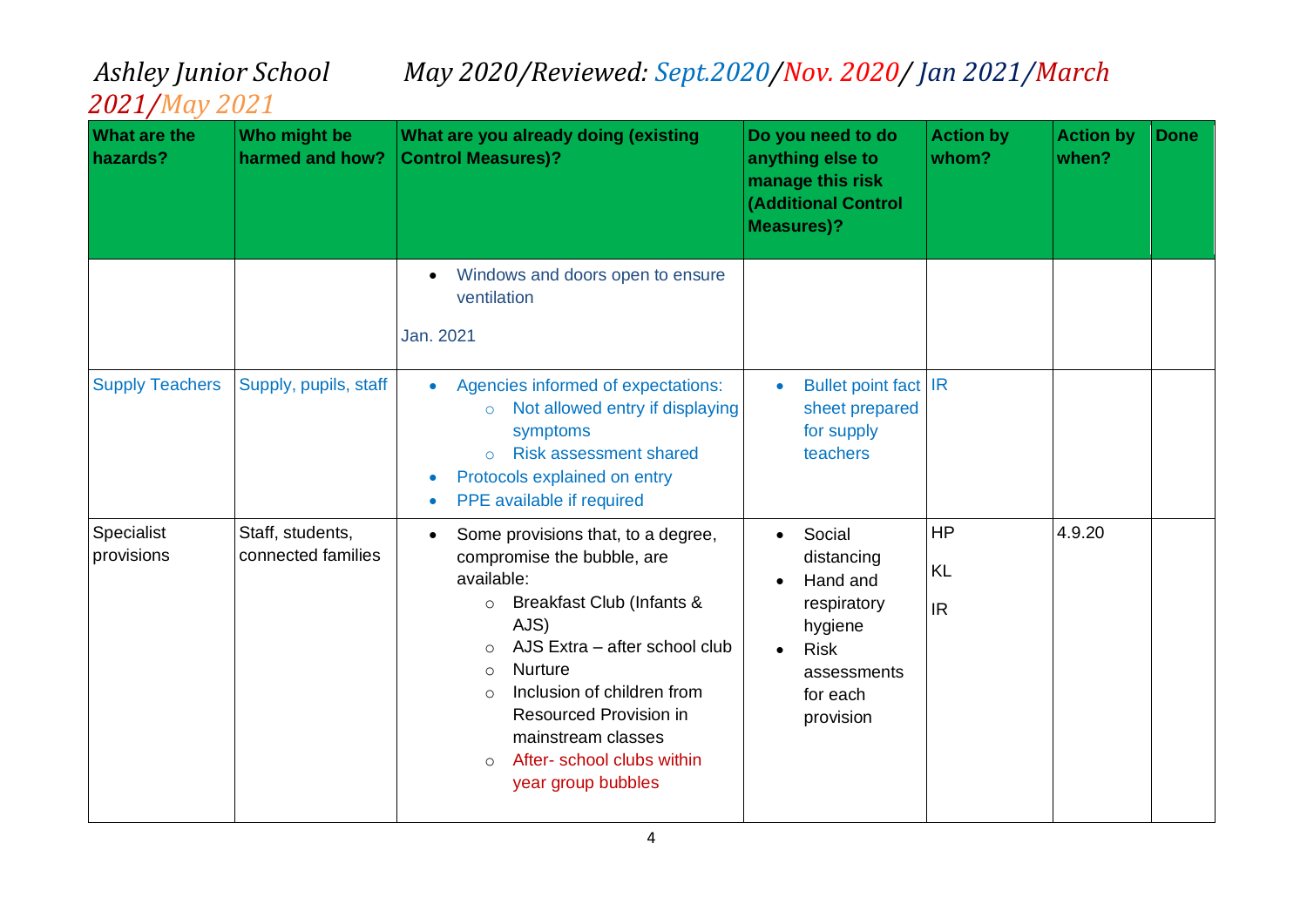*Ashley Junior School May 2020/Reviewed: Sept.2020/Nov. 2020/ Jan 2021/March 2021/May 2021*

| What are the hazards? | Who might be harmed and how? | What are you already doing (existing Control Measures)? | Do you need to do anything else to manage this risk (Additional Control Measures)? | Action by whom? | Action by when? | Done |
|---|---|---|---|---|---|---|
| | | • Windows and doors open to ensure ventilation<br><br>Jan. 2021 | | | | |
| Supply Teachers | Supply, pupils, staff | • Agencies informed of expectations:<br>  ○ Not allowed entry if displaying symptoms<br>  ○ Risk assessment shared<br>• Protocols explained on entry<br>• PPE available if required | • Bullet point fact sheet prepared for supply teachers | IR | | |
| Specialist provisions | Staff, students, connected families | • Some provisions that, to a degree, compromise the bubble, are available:<br>  ○ Breakfast Club (Infants & AJS)<br>  ○ AJS Extra – after school club<br>  ○ Nurture<br>  ○ Inclusion of children from Resourced Provision in mainstream classes<br>  ○ After- school clubs within year group bubbles | • Social distancing<br>• Hand and respiratory hygiene<br>• Risk assessments for each provision | HP<br>KL<br>IR | 4.9.20 | |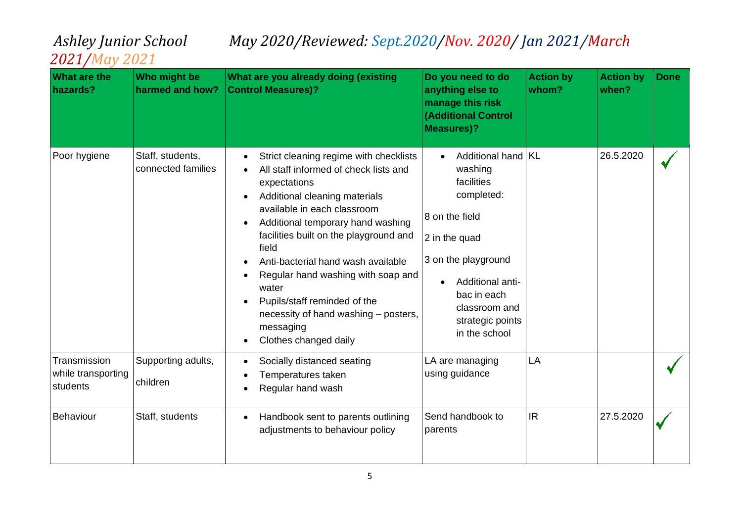*Ashley Junior School          May 2020/Reviewed: Sept.2020/Nov. 2020/ Jan 2021/March 2021/May 2021*

| What are the hazards? | Who might be harmed and how? | What are you already doing (existing Control Measures)? | Do you need to do anything else to manage this risk (Additional Control Measures)? | Action by whom? | Action by when? | Done |
|---|---|---|---|---|---|---|
| Poor hygiene | Staff, students, connected families | • Strict cleaning regime with checklists<br>• All staff informed of check lists and expectations<br>• Additional cleaning materials available in each classroom<br>• Additional temporary hand washing facilities built on the playground and field<br>• Anti-bacterial hand wash available<br>• Regular hand washing with soap and water<br>• Pupils/staff reminded of the necessity of hand washing – posters, messaging<br>• Clothes changed daily | • Additional hand washing facilities completed:<br>8 on the field<br>2 in the quad<br>3 on the playground<br>• Additional anti-bac in each classroom and strategic points in the school | KL | 26.5.2020 | ✓ |
| Transmission while transporting students | Supporting adults, children | • Socially distanced seating<br>• Temperatures taken<br>• Regular hand wash | LA are managing using guidance | LA | | ✓ |
| Behaviour | Staff, students | • Handbook sent to parents outlining adjustments to behaviour policy | Send handbook to parents | IR | 27.5.2020 | ✓ |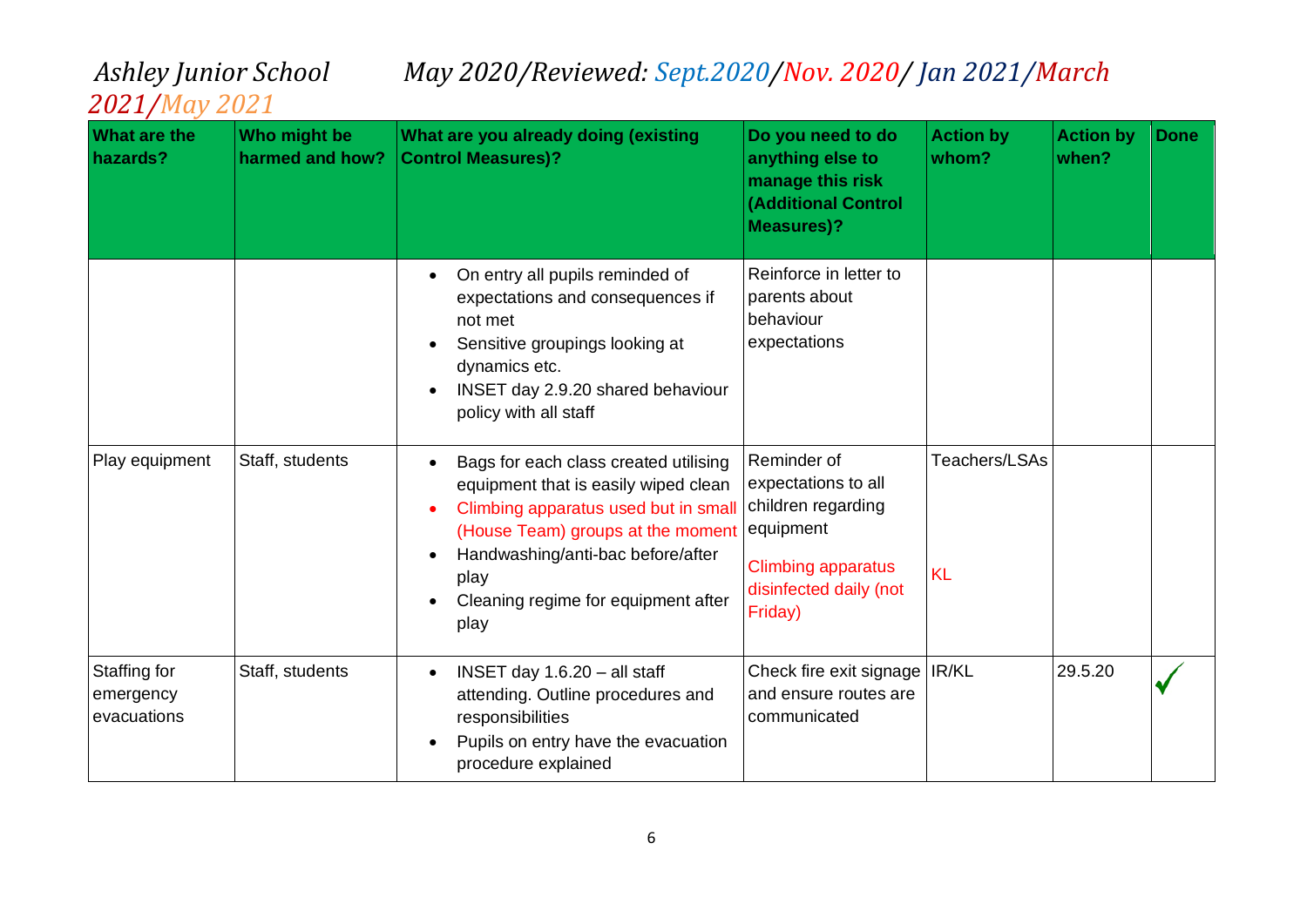*Ashley Junior School* *May 2020/Reviewed: Sept.2020/Nov. 2020/ Jan 2021/March 2021/May 2021*

| What are the hazards? | Who might be harmed and how? | What are you already doing (existing Control Measures)? | Do you need to do anything else to manage this risk (Additional Control Measures)? | Action by whom? | Action by when? | Done |
|---|---|---|---|---|---|---|
| | | • On entry all pupils reminded of expectations and consequences if not met<br>• Sensitive groupings looking at dynamics etc.<br>• INSET day 2.9.20 shared behaviour policy with all staff | Reinforce in letter to parents about behaviour expectations | | | |
| Play equipment | Staff, students | • Bags for each class created utilising equipment that is easily wiped clean<br>• Climbing apparatus used but in small (House Team) groups at the moment<br>• Handwashing/anti-bac before/after play<br>• Cleaning regime for equipment after play | Reminder of expectations to all children regarding equipment<br><br>Climbing apparatus disinfected daily (not Friday) | Teachers/LSAs<br><br>KL | | |
| Staffing for emergency evacuations | Staff, students | • INSET day 1.6.20 – all staff attending. Outline procedures and responsibilities<br>• Pupils on entry have the evacuation procedure explained | Check fire exit signage and ensure routes are communicated | IR/KL | 29.5.20 | ✓ |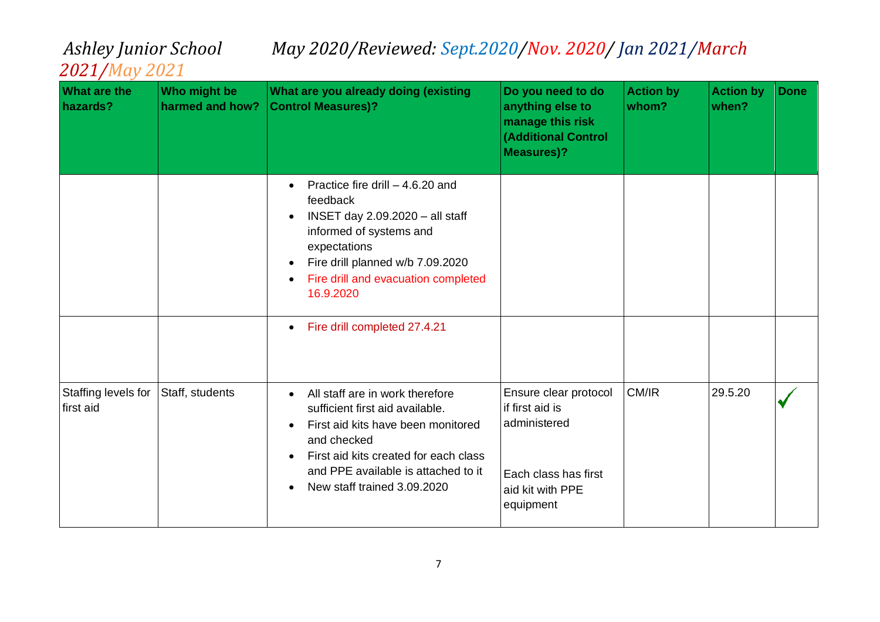*Ashley Junior School* *May 2020/Reviewed: Sept.2020/Nov. 2020/ Jan 2021/March 2021/May 2021*

| What are the hazards? | Who might be harmed and how? | What are you already doing (existing Control Measures)? | Do you need to do anything else to manage this risk (Additional Control Measures)? | Action by whom? | Action by when? | Done |
|---|---|---|---|---|---|---|
| | | • Practice fire drill – 4.6.20 and feedback<br>• INSET day 2.09.2020 – all staff informed of systems and expectations<br>• Fire drill planned w/b 7.09.2020<br>• Fire drill and evacuation completed 16.9.2020 | | | | |
| | | • Fire drill completed 27.4.21 | | | | |
| Staffing levels for first aid | Staff, students | • All staff are in work therefore sufficient first aid available.<br>• First aid kits have been monitored and checked<br>• First aid kits created for each class and PPE available is attached to it<br>• New staff trained 3.09.2020 | Ensure clear protocol if first aid is administered<br><br>Each class has first aid kit with PPE equipment | CM/IR | 29.5.20 | ✓ |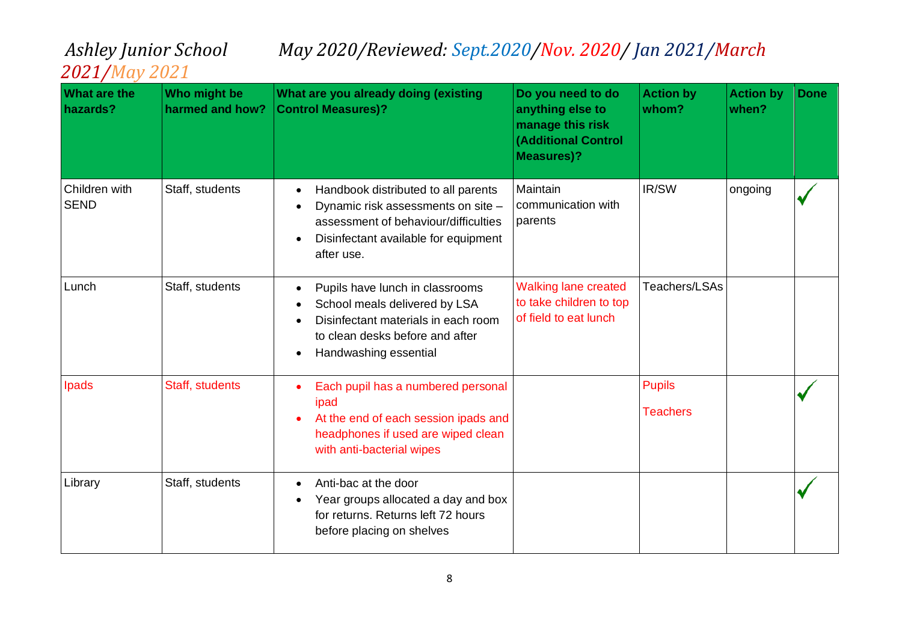Ashley Junior School May 2020/Reviewed: Sept.2020/Nov. 2020/ Jan 2021/March 2021/May 2021

| What are the hazards? | Who might be harmed and how? | What are you already doing (existing Control Measures)? | Do you need to do anything else to manage this risk (Additional Control Measures)? | Action by whom? | Action by when? | Done |
|---|---|---|---|---|---|---|
| Children with SEND | Staff, students | • Handbook distributed to all parents<br>• Dynamic risk assessments on site – assessment of behaviour/difficulties<br>• Disinfectant available for equipment after use. | Maintain communication with parents | IR/SW | ongoing | ✓ |
| Lunch | Staff, students | • Pupils have lunch in classrooms<br>• School meals delivered by LSA<br>• Disinfectant materials in each room to clean desks before and after<br>• Handwashing essential | Walking lane created to take children to top of field to eat lunch | Teachers/LSAs | | |
| Ipads | Staff, students | • Each pupil has a numbered personal ipad<br>• At the end of each session ipads and headphones if used are wiped clean with anti-bacterial wipes | | Pupils<br>Teachers | | ✓ |
| Library | Staff, students | • Anti-bac at the door<br>• Year groups allocated a day and box for returns. Returns left 72 hours before placing on shelves | | | | ✓ |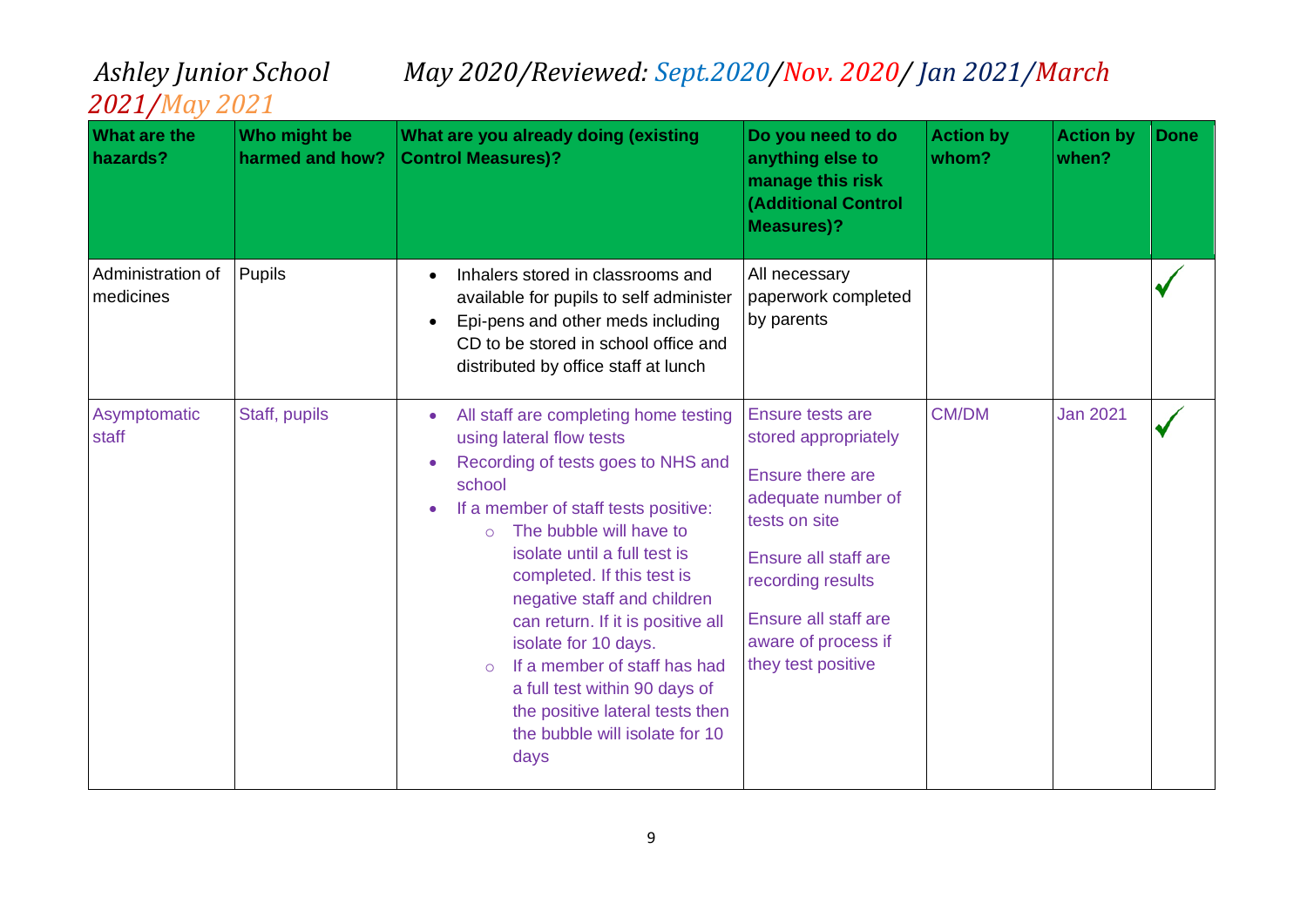*Ashley Junior School May 2020/Reviewed: Sept.2020/Nov. 2020/ Jan 2021/March 2021/May 2021*

| What are the hazards? | Who might be harmed and how? | What are you already doing (existing Control Measures)? | Do you need to do anything else to manage this risk (Additional Control Measures)? | Action by whom? | Action by when? | Done |
|---|---|---|---|---|---|---|
| Administration of medicines | Pupils | • Inhalers stored in classrooms and available for pupils to self administer<br>• Epi-pens and other meds including CD to be stored in school office and distributed by office staff at lunch | All necessary paperwork completed by parents | | | ✓ |
| Asymptomatic staff | Staff, pupils | • All staff are completing home testing using lateral flow tests<br>• Recording of tests goes to NHS and school<br>• If a member of staff tests positive:<br>  ○ The bubble will have to isolate until a full test is completed. If this test is negative staff and children can return. If it is positive all isolate for 10 days.<br>  ○ If a member of staff has had a full test within 90 days of the positive lateral tests then the bubble will isolate for 10 days | Ensure tests are stored appropriately<br><br>Ensure there are adequate number of tests on site<br><br>Ensure all staff are recording results<br><br>Ensure all staff are aware of process if they test positive | CM/DM | Jan 2021 | ✓ |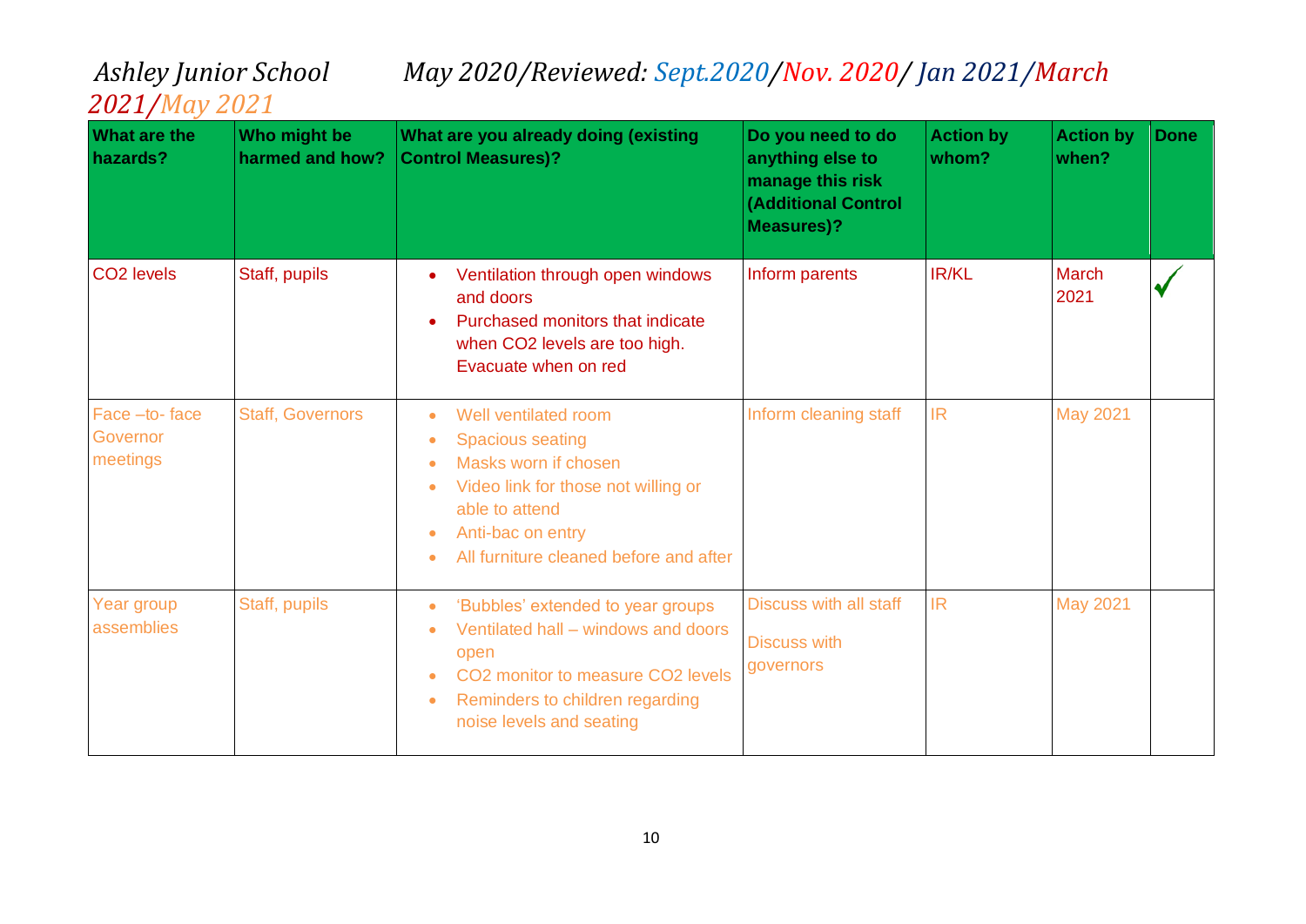*Ashley Junior School May 2020/Reviewed: Sept.2020/Nov. 2020/ Jan 2021/March 2021/May 2021*

| What are the hazards? | Who might be harmed and how? | What are you already doing (existing Control Measures)? | Do you need to do anything else to manage this risk (Additional Control Measures)? | Action by whom? | Action by when? | Done |
|---|---|---|---|---|---|---|
| $CO_2$ levels | Staff, pupils | • Ventilation through open windows and doors<br>• Purchased monitors that indicate when $CO_2$ levels are too high. Evacuate when on red | Inform parents | IR/KL | March 2021 | ✓ |
| Face –to- face Governor meetings | Staff, Governors | • Well ventilated room<br>• Spacious seating<br>• Masks worn if chosen<br>• Video link for those not willing or able to attend<br>• Anti-bac on entry<br>• All furniture cleaned before and after | Inform cleaning staff | IR | May 2021 | |
| Year group assemblies | Staff, pupils | • 'Bubbles' extended to year groups<br>• Ventilated hall – windows and doors open<br>• $CO_2$ monitor to measure $CO_2$ levels<br>• Reminders to children regarding noise levels and seating | Discuss with all staff<br><br>Discuss with governors | IR | May 2021 | |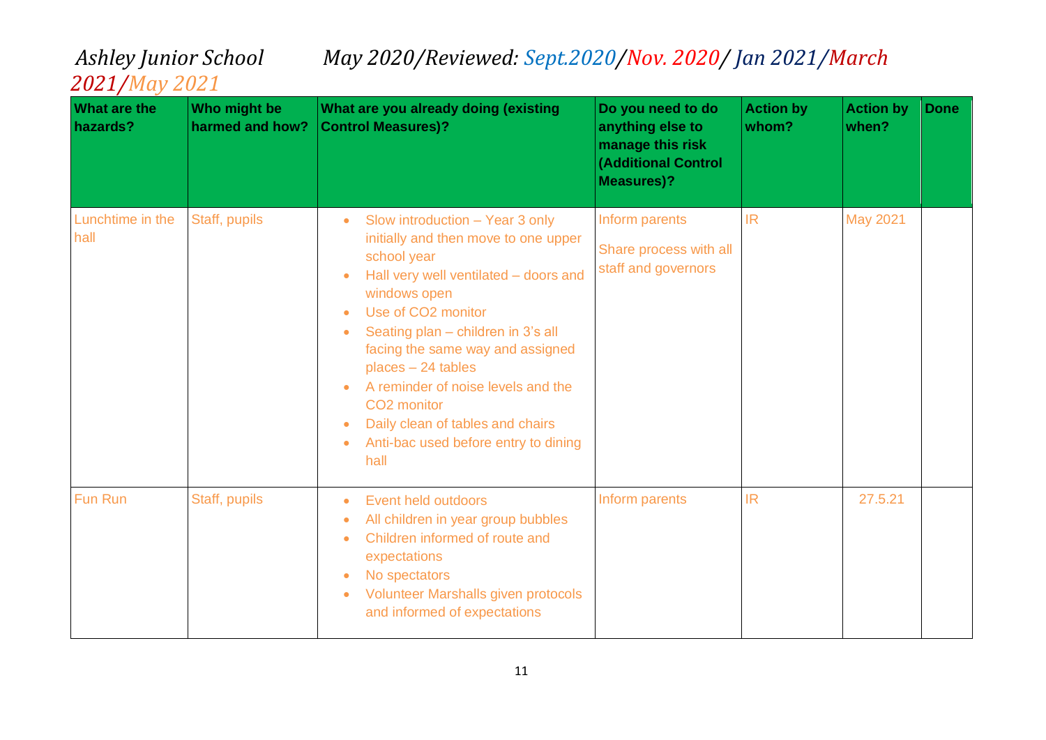*Ashley Junior School May 2020/Reviewed: Sept.2020/Nov. 2020/ Jan 2021/March 2021/May 2021*

| What are the hazards? | Who might be harmed and how? | What are you already doing (existing Control Measures)? | Do you need to do anything else to manage this risk (Additional Control Measures)? | Action by whom? | Action by when? | Done |
|---|---|---|---|---|---|---|
| Lunchtime in the hall | Staff, pupils | • Slow introduction – Year 3 only initially and then move to one upper school year<br>• Hall very well ventilated – doors and windows open<br>• Use of CO2 monitor<br>• Seating plan – children in 3's all facing the same way and assigned places – 24 tables<br>• A reminder of noise levels and the CO2 monitor<br>• Daily clean of tables and chairs<br>• Anti-bac used before entry to dining hall | Inform parents<br>Share process with all staff and governors | IR | May 2021 | |
| Fun Run | Staff, pupils | • Event held outdoors<br>• All children in year group bubbles<br>• Children informed of route and expectations<br>• No spectators<br>• Volunteer Marshalls given protocols and informed of expectations | Inform parents | IR | 27.5.21 | |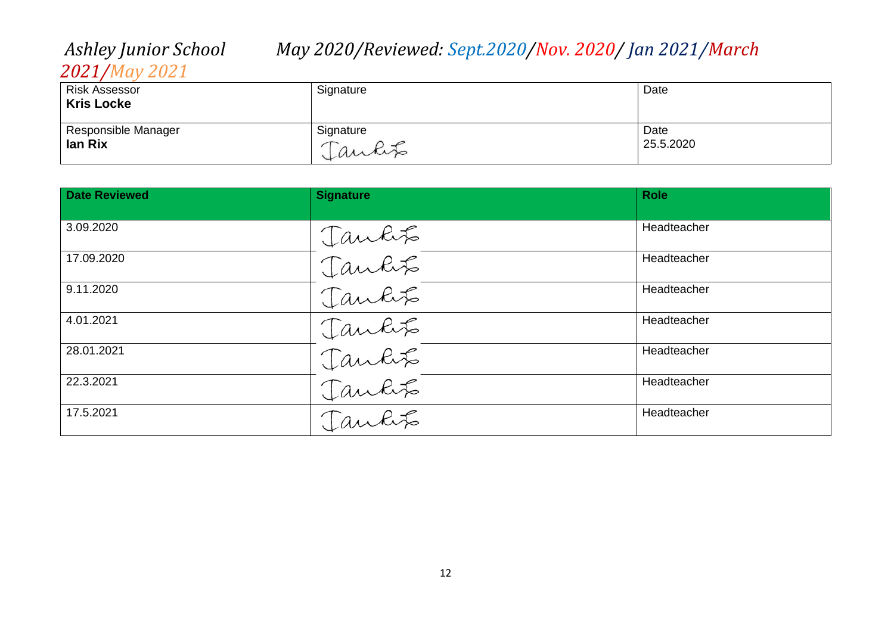*Ashley Junior School May 2020/Reviewed: Sept.2020/Nov. 2020/ Jan 2021/March 2021/May 2021*

| Risk Assessor **Kris Locke** | Signature | Date |
|---|---|---|
| Responsible Manager **Ian Rix** | Signature Ian Rix | Date 25.5.2020 |

| Date Reviewed | Signature | Role |
|---|---|---|
| 3.09.2020 | Ian Rix | Headteacher |
| 17.09.2020 | Ian Rix | Headteacher |
| 9.11.2020 | Ian Rix | Headteacher |
| 4.01.2021 | Ian Rix | Headteacher |
| 28.01.2021 | Ian Rix | Headteacher |
| 22.3.2021 | Ian Rix | Headteacher |
| 17.5.2021 | Ian Rix | Headteacher |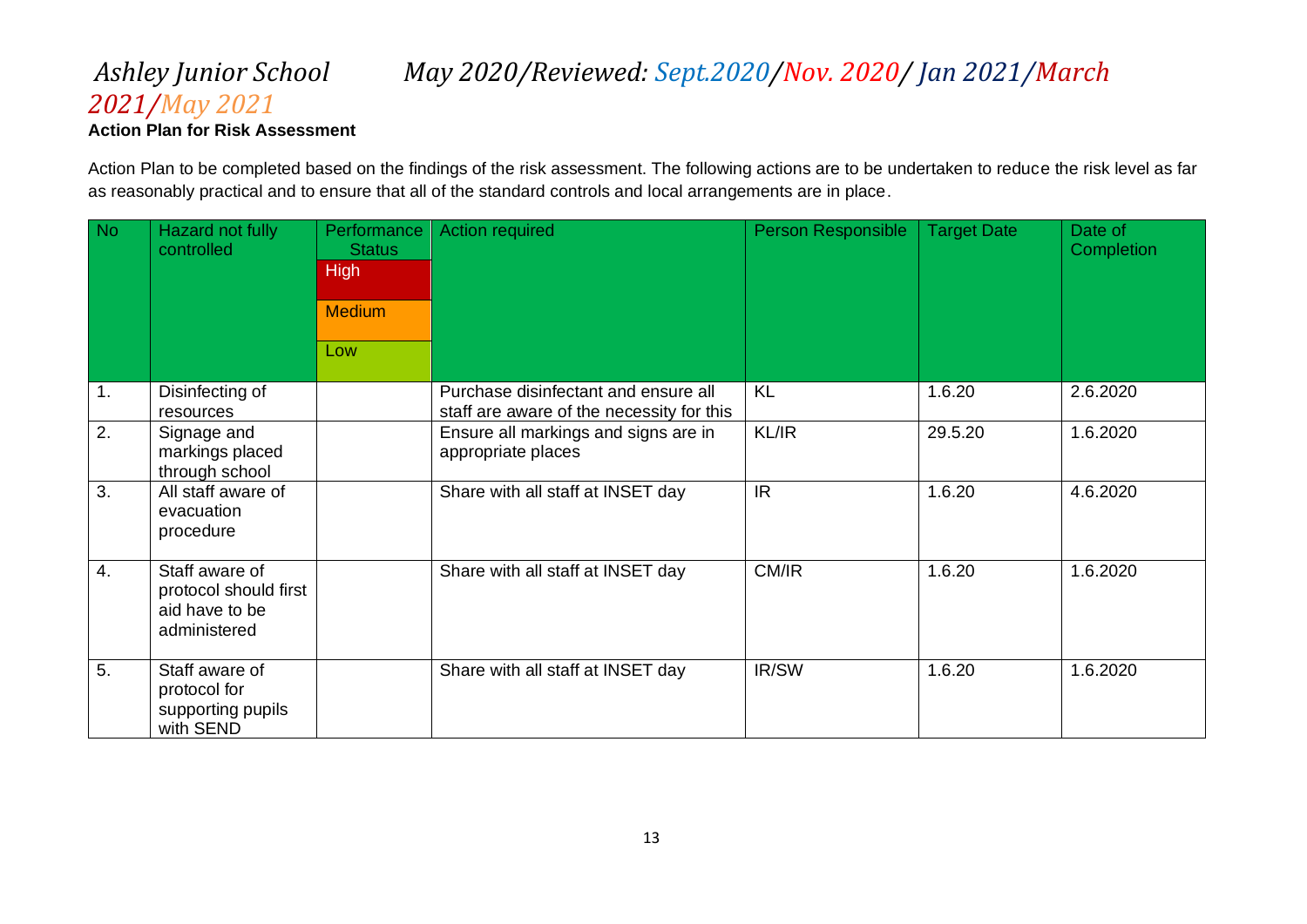*Ashley Junior School May 2020/Reviewed: Sept.2020/Nov. 2020/ Jan 2021/March 2021/May 2021*

**Action Plan for Risk Assessment**

Action Plan to be completed based on the findings of the risk assessment. The following actions are to be undertaken to reduce the risk level as far as reasonably practical and to ensure that all of the standard controls and local arrangements are in place.

| No | Hazard not fully controlled | Performance Status (High / Medium / Low) | Action required | Person Responsible | Target Date | Date of Completion |
|---|---|---|---|---|---|---|
| 1. | Disinfecting of resources | | Purchase disinfectant and ensure all staff are aware of the necessity for this | KL | 1.6.20 | 2.6.2020 |
| 2. | Signage and markings placed through school | | Ensure all markings and signs are in appropriate places | KL/IR | 29.5.20 | 1.6.2020 |
| 3. | All staff aware of evacuation procedure | | Share with all staff at INSET day | IR | 1.6.20 | 4.6.2020 |
| 4. | Staff aware of protocol should first aid have to be administered | | Share with all staff at INSET day | CM/IR | 1.6.20 | 1.6.2020 |
| 5. | Staff aware of protocol for supporting pupils with SEND | | Share with all staff at INSET day | IR/SW | 1.6.20 | 1.6.2020 |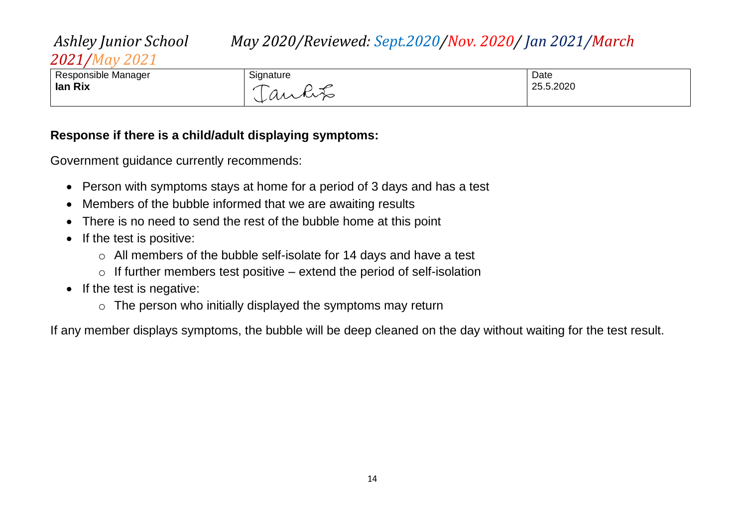*Ashley Junior School* *May 2020/Reviewed: Sept.2020/Nov. 2020/ Jan 2021/March 2021/May 2021*

| Responsible Manager | Signature | Date |
| --- | --- | --- |
| **Ian Rix** | Ian Rix | 25.5.2020 |

**Response if there is a child/adult displaying symptoms:**

Government guidance currently recommends:

- Person with symptoms stays at home for a period of 3 days and has a test
- Members of the bubble informed that we are awaiting results
- There is no need to send the rest of the bubble home at this point
- If the test is positive:
  - All members of the bubble self-isolate for 14 days and have a test
  - If further members test positive – extend the period of self-isolation
- If the test is negative:
  - The person who initially displayed the symptoms may return

If any member displays symptoms, the bubble will be deep cleaned on the day without waiting for the test result.